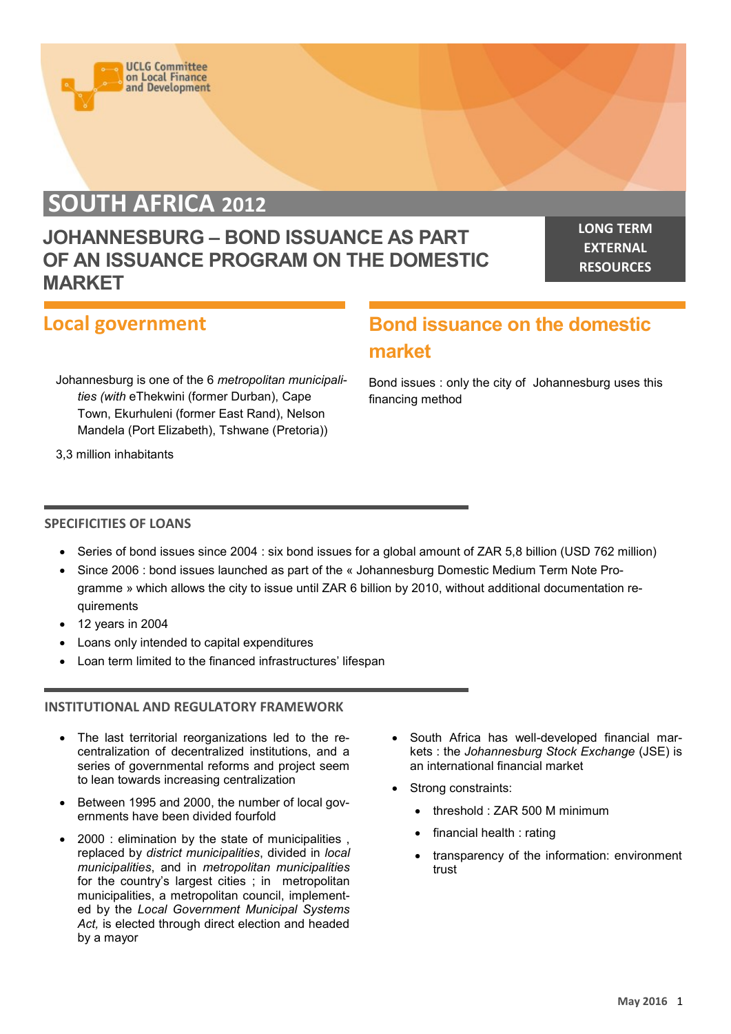UCLG Committee on Local Finance and Development

# SOUTH AFRICA 2012

## JOHANNESBURG – BOND ISSUANCE AS PART OF AN ISSUANCE PROGRAM ON THE DOMESTIC MARKET

**LONG TERM EXTERNAL RESOURCES**

## Local government

Johannesburg is one of the 6 *metropolitan municipalities (with* eThekwini (former Durban), Cape Town, Ekurhuleni (former East Rand), Nelson Mandela (Port Elizabeth), Tshwane (Pretoria))

3,3 million inhabitants

## Bond issuance on the domestic market

Bond issues : only the city of Johannesburg uses this financing method

### SPECIFICITIES OF LOANS

- Series of bond issues since 2004 : six bond issues for a global amount of ZAR 5,8 billion (USD 762 million)
- Since 2006 : bond issues launched as part of the « Johannesburg Domestic Medium Term Note Programme » which allows the city to issue until ZAR 6 billion by 2010, without additional documentation requirements
- 12 years in 2004
- Loans only intended to capital expenditures
- Loan term limited to the financed infrastructures' lifespan

### INSTITUTIONAL AND REGULATORY FRAMEWORK

- The last territorial reorganizations led to the recentralization of decentralized institutions, and a series of governmental reforms and project seem to lean towards increasing centralization
- Between 1995 and 2000, the number of local governments have been divided fourfold
- 2000 : elimination by the state of municipalities , replaced by *district municipalities*, divided in *local municipalities*, and in *metropolitan municipalities* for the country's largest cities ; in metropolitan municipalities, a metropolitan council, implemented by the *Local Government Municipal Systems Act,* is elected through direct election and headed by a mayor
- South Africa has well-developed financial markets : the *Johannesburg Stock Exchange* (JSE) is an international financial market
- Strong constraints:
  - threshold : ZAR 500 M minimum
  - financial health : rating
  - transparency of the information: environment trust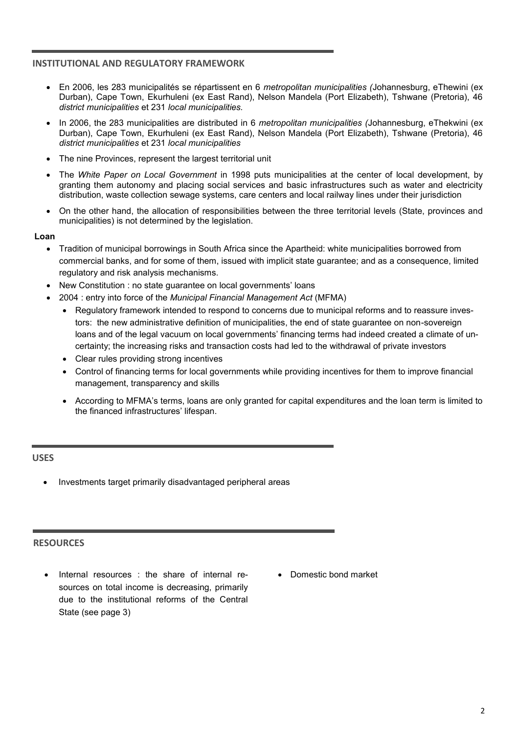## INSTITUTIONAL AND REGULATORY FRAMEWORK

- En 2006, les 283 municipalités se répartissent en 6 *metropolitan municipalities (*Johannesburg, eThewini (ex Durban), Cape Town, Ekurhuleni (ex East Rand), Nelson Mandela (Port Elizabeth), Tshwane (Pretoria), 46 *district municipalities* et 231 *local municipalities.*
- In 2006, the 283 municipalities are distributed in 6 *metropolitan municipalities (*Johannesburg, eThekwini (ex Durban), Cape Town, Ekurhuleni (ex East Rand), Nelson Mandela (Port Elizabeth), Tshwane (Pretoria), 46 *district municipalities* et 231 *local municipalities*
- The nine Provinces, represent the largest territorial unit
- The *White Paper on Local Government* in 1998 puts municipalities at the center of local development, by granting them autonomy and placing social services and basic infrastructures such as water and electricity distribution, waste collection sewage systems, care centers and local railway lines under their jurisdiction
- On the other hand, the allocation of responsibilities between the three territorial levels (State, provinces and municipalities) is not determined by the legislation.

**Loan**

- Tradition of municipal borrowings in South Africa since the Apartheid: white municipalities borrowed from commercial banks, and for some of them, issued with implicit state guarantee; and as a consequence, limited regulatory and risk analysis mechanisms.
- New Constitution : no state guarantee on local governments' loans
- 2004 : entry into force of the *Municipal Financial Management Act* (MFMA)
  - Regulatory framework intended to respond to concerns due to municipal reforms and to reassure investors: the new administrative definition of municipalities, the end of state guarantee on non-sovereign loans and of the legal vacuum on local governments' financing terms had indeed created a climate of uncertainty; the increasing risks and transaction costs had led to the withdrawal of private investors
  - Clear rules providing strong incentives
  - Control of financing terms for local governments while providing incentives for them to improve financial management, transparency and skills
  - According to MFMA's terms, loans are only granted for capital expenditures and the loan term is limited to the financed infrastructures' lifespan.

## USES

- Investments target primarily disadvantaged peripheral areas

## RESOURCES

- Internal resources : the share of internal resources on total income is decreasing, primarily due to the institutional reforms of the Central State (see page 3)
- Domestic bond market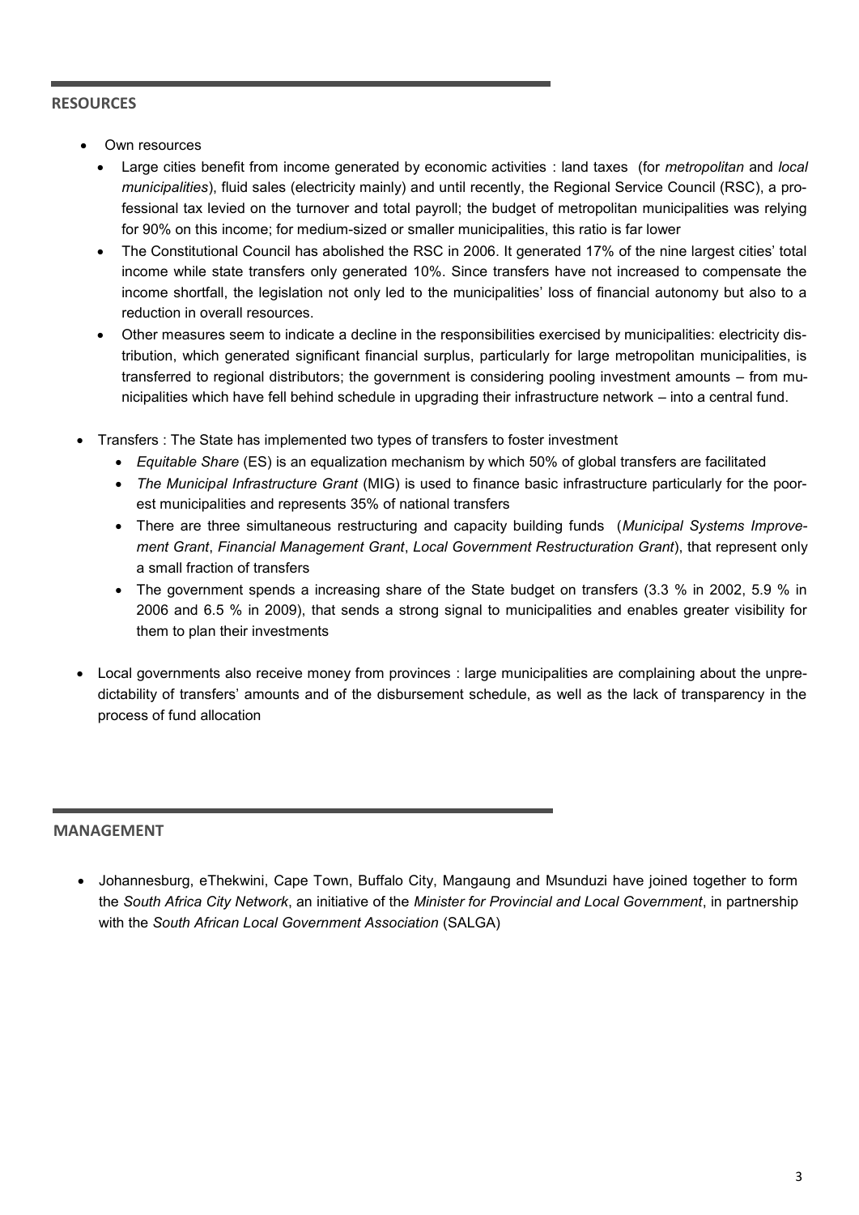## RESOURCES

- Own resources
  - Large cities benefit from income generated by economic activities : land taxes (for *metropolitan* and *local municipalities*), fluid sales (electricity mainly) and until recently, the Regional Service Council (RSC), a professional tax levied on the turnover and total payroll; the budget of metropolitan municipalities was relying for 90% on this income; for medium-sized or smaller municipalities, this ratio is far lower
  - The Constitutional Council has abolished the RSC in 2006. It generated 17% of the nine largest cities' total income while state transfers only generated 10%. Since transfers have not increased to compensate the income shortfall, the legislation not only led to the municipalities' loss of financial autonomy but also to a reduction in overall resources.
  - Other measures seem to indicate a decline in the responsibilities exercised by municipalities: electricity distribution, which generated significant financial surplus, particularly for large metropolitan municipalities, is transferred to regional distributors; the government is considering pooling investment amounts – from municipalities which have fell behind schedule in upgrading their infrastructure network – into a central fund.
- Transfers : The State has implemented two types of transfers to foster investment
  - *Equitable Share* (ES) is an equalization mechanism by which 50% of global transfers are facilitated
  - *The Municipal Infrastructure Grant* (MIG) is used to finance basic infrastructure particularly for the poorest municipalities and represents 35% of national transfers
  - There are three simultaneous restructuring and capacity building funds (*Municipal Systems Improvement Grant*, *Financial Management Grant*, *Local Government Restructuration Grant*), that represent only a small fraction of transfers
  - The government spends a increasing share of the State budget on transfers (3.3 % in 2002, 5.9 % in 2006 and 6.5 % in 2009), that sends a strong signal to municipalities and enables greater visibility for them to plan their investments
- Local governments also receive money from provinces : large municipalities are complaining about the unpredictability of transfers' amounts and of the disbursement schedule, as well as the lack of transparency in the process of fund allocation

## MANAGEMENT

- Johannesburg, eThekwini, Cape Town, Buffalo City, Mangaung and Msunduzi have joined together to form the *South Africa City Network*, an initiative of the *Minister for Provincial and Local Government*, in partnership with the *South African Local Government Association* (SALGA)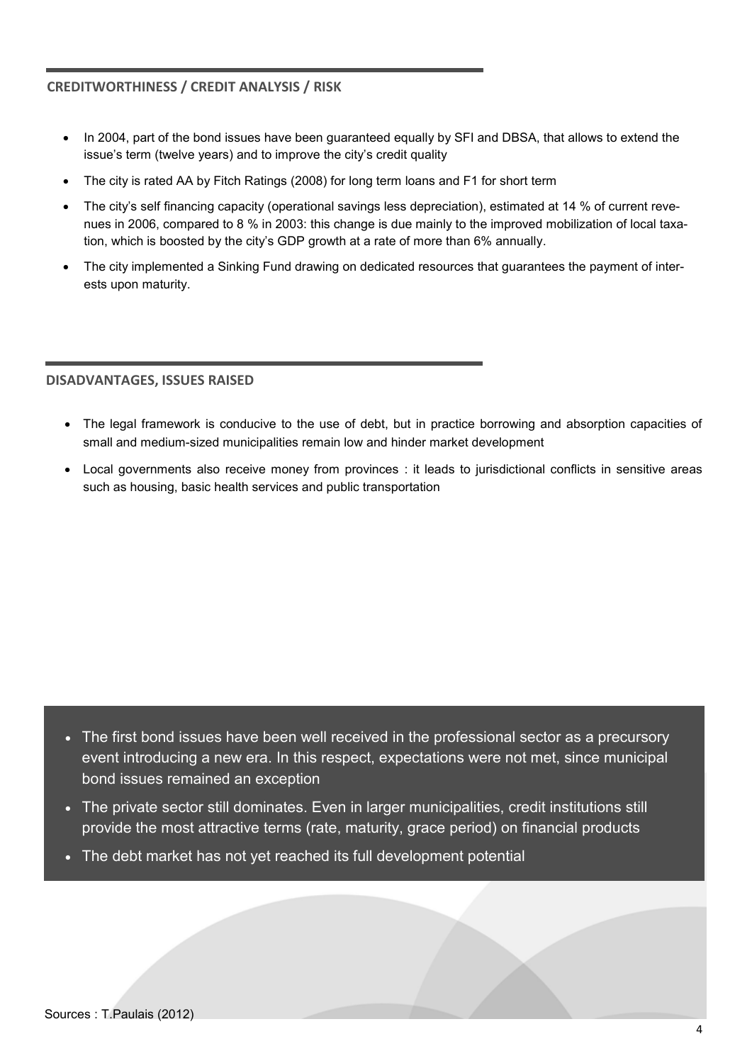## CREDITWORTHINESS / CREDIT ANALYSIS / RISK

- In 2004, part of the bond issues have been guaranteed equally by SFI and DBSA, that allows to extend the issue's term (twelve years) and to improve the city's credit quality
- The city is rated AA by Fitch Ratings (2008) for long term loans and F1 for short term
- The city's self financing capacity (operational savings less depreciation), estimated at 14 % of current revenues in 2006, compared to 8 % in 2003: this change is due mainly to the improved mobilization of local taxation, which is boosted by the city's GDP growth at a rate of more than 6% annually.
- The city implemented a Sinking Fund drawing on dedicated resources that guarantees the payment of interests upon maturity.

## DISADVANTAGES, ISSUES RAISED

- The legal framework is conducive to the use of debt, but in practice borrowing and absorption capacities of small and medium-sized municipalities remain low and hinder market development
- Local governments also receive money from provinces : it leads to jurisdictional conflicts in sensitive areas such as housing, basic health services and public transportation

- The first bond issues have been well received in the professional sector as a precursory event introducing a new era. In this respect, expectations were not met, since municipal bond issues remained an exception
- The private sector still dominates. Even in larger municipalities, credit institutions still provide the most attractive terms (rate, maturity, grace period) on financial products
- The debt market has not yet reached its full development potential

Sources : T.Paulais (2012)